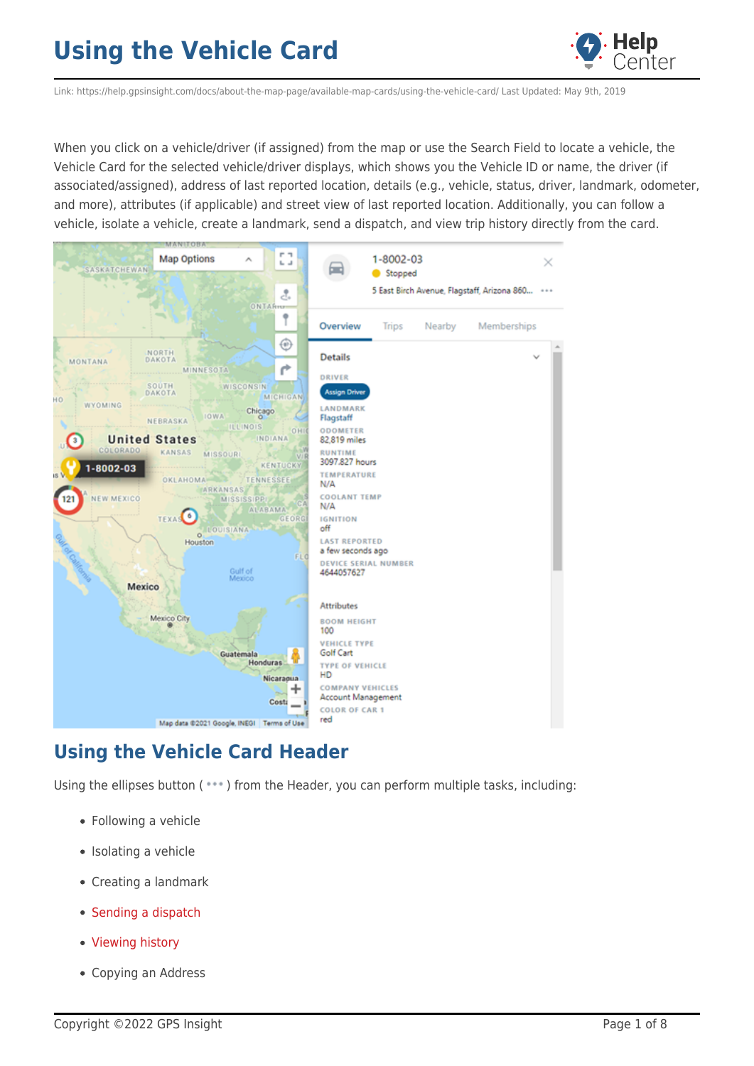# Using the Vehicle Card

Link: https://help.gpsinsight.com/docs/about-the-map-page/available-map-cards/using-the-vehicle-card/ Last Updated: May 9th, 2019

When you click on a vehicle/driver (if assigned) from the map or use the Search Field to locate a vehicle, the Vehicle Card for the selected vehicle/driver displays, which shows you the Vehicle ID or name, the driver (if associated/assigned), address of last reported location, details (e.g., vehicle, status, driver, landmark, odometer, and more), attributes (if applicable) and street view of last reported location. Additionally, you can follow a vehicle, isolate a vehicle, create a landmark, send a dispatch, and view trip history directly from the card.

## Using the Vehicle Card Header

Using the ellipses button ( ••• ) from the Header, you can perform multiple tasks, including:

- Following a vehicle
- Isolating a vehicle
- Creating a landmark
- Sending a dispatch
- Viewing history
- Copying an Address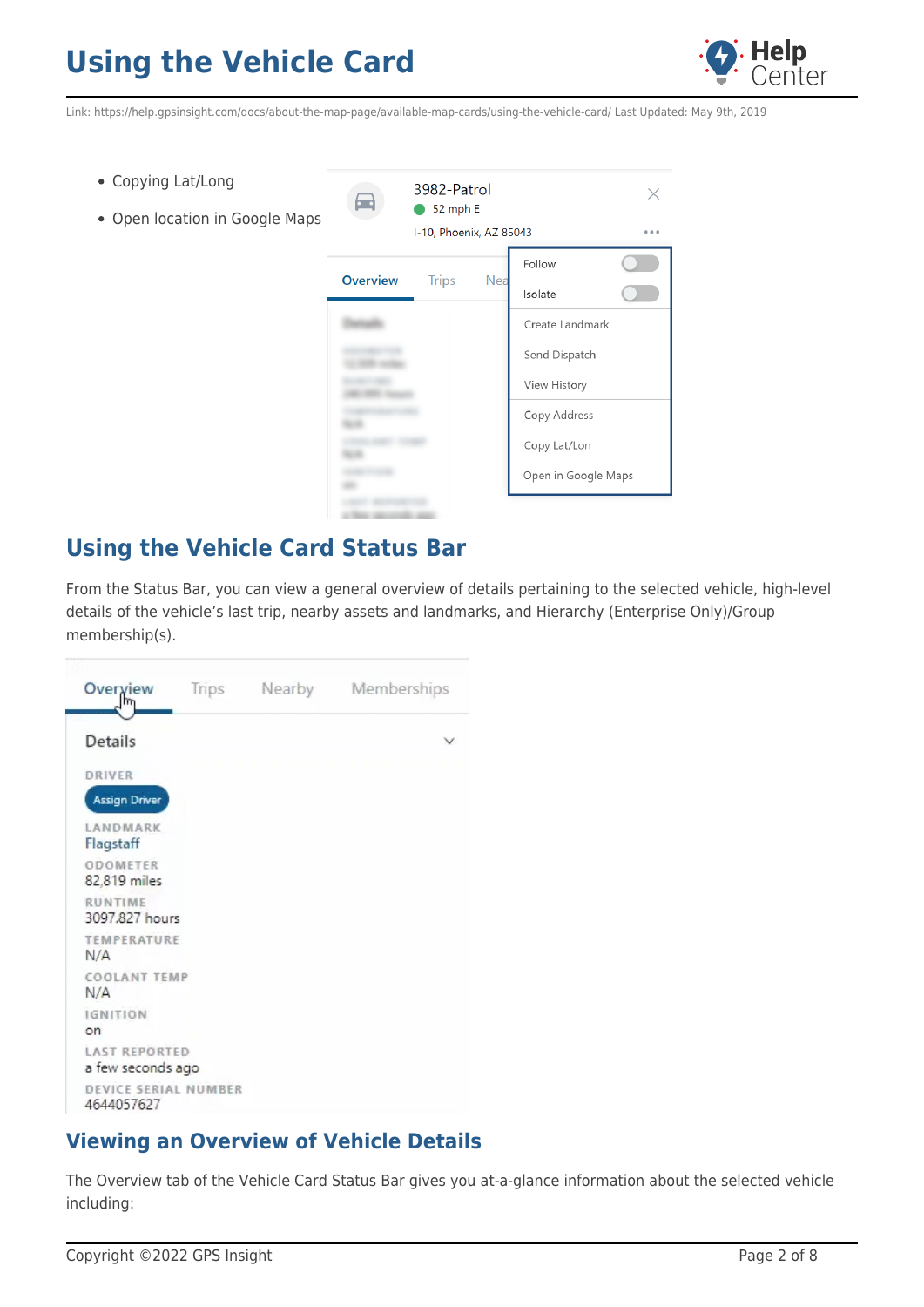- Copying Lat/Long
- Open location in Google Maps

## Using the Vehicle Card Status Bar

From the Status Bar, you can view a general overview of details pertaining to the selected vehicle, high-level details of the vehicle's last trip, nearby assets and landmarks, and Hierarchy (Enterprise Only)/Group membership(s).

## Viewing an Overview of Vehicle Details

The Overview tab of the Vehicle Card Status Bar gives you at-a-glance information about the selected vehicle including: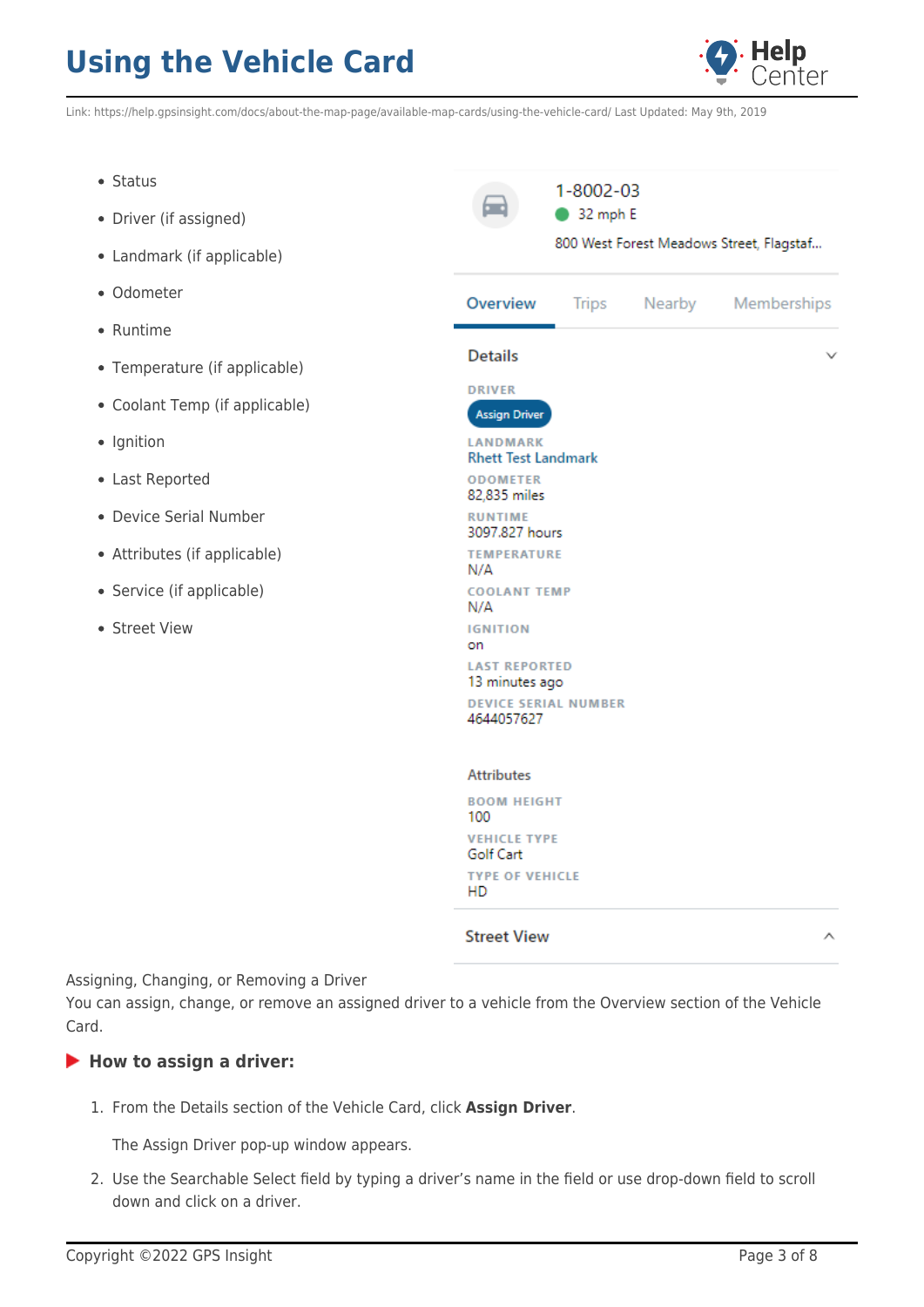- Status
- Driver (if assigned)
- Landmark (if applicable)
- Odometer
- Runtime
- Temperature (if applicable)
- Coolant Temp (if applicable)
- Ignition
- Last Reported
- Device Serial Number
- Attributes (if applicable)
- Service (if applicable)
- Street View

1-8002-03

32 mph E

800 West Forest Meadows Street, Flagstaf...

Overview | Trips | Nearby | Memberships

**Details**

DRIVER
Assign Driver

LANDMARK
Rhett Test Landmark

ODOMETER
82,835 miles

RUNTIME
3097.827 hours

TEMPERATURE
N/A

COOLANT TEMP
N/A

IGNITION
on

LAST REPORTED
13 minutes ago

DEVICE SERIAL NUMBER
4644057627

Attributes

BOOM HEIGHT
100

VEHICLE TYPE
Golf Cart

TYPE OF VEHICLE
HD

**Street View**

Assigning, Changing, or Removing a Driver
You can assign, change, or remove an assigned driver to a vehicle from the Overview section of the Vehicle Card.

### How to assign a driver:

1. From the Details section of the Vehicle Card, click **Assign Driver**.

   The Assign Driver pop-up window appears.

2. Use the Searchable Select field by typing a driver's name in the field or use drop-down field to scroll down and click on a driver.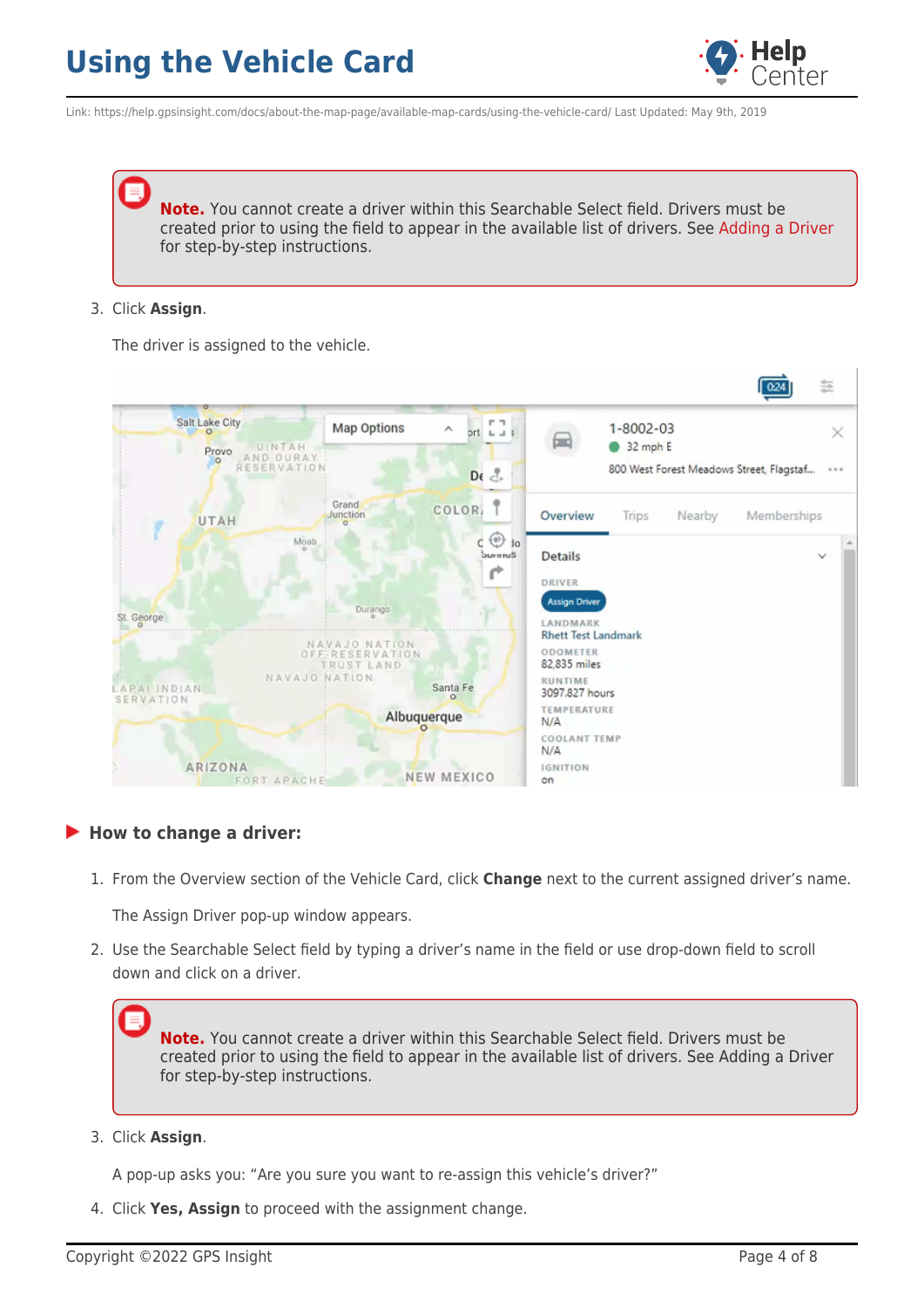> **Note.** You cannot create a driver within this Searchable Select field. Drivers must be created prior to using the field to appear in the available list of drivers. See Adding a Driver for step-by-step instructions.

3. Click **Assign**.

   The driver is assigned to the vehicle.

### How to change a driver:

1. From the Overview section of the Vehicle Card, click **Change** next to the current assigned driver's name.

   The Assign Driver pop-up window appears.

2. Use the Searchable Select field by typing a driver's name in the field or use drop-down field to scroll down and click on a driver.

> **Note.** You cannot create a driver within this Searchable Select field. Drivers must be created prior to using the field to appear in the available list of drivers. See Adding a Driver for step-by-step instructions.

3. Click **Assign**.

   A pop-up asks you: "Are you sure you want to re-assign this vehicle's driver?"

4. Click **Yes, Assign** to proceed with the assignment change.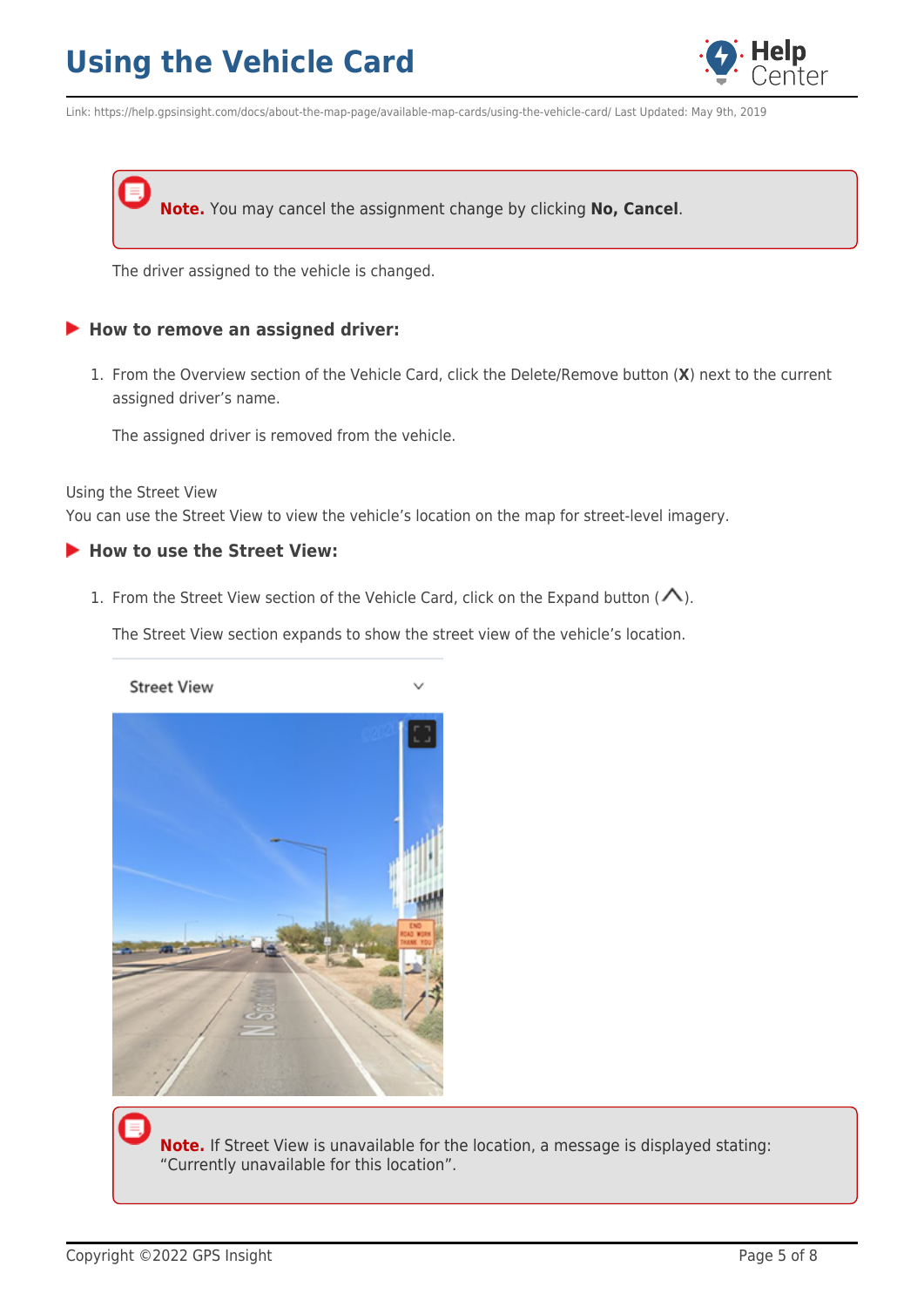> **Note.** You may cancel the assignment change by clicking **No, Cancel**.

The driver assigned to the vehicle is changed.

### How to remove an assigned driver:

1. From the Overview section of the Vehicle Card, click the Delete/Remove button (**X**) next to the current assigned driver's name.

   The assigned driver is removed from the vehicle.

Using the Street View

You can use the Street View to view the vehicle's location on the map for street-level imagery.

### How to use the Street View:

1. From the Street View section of the Vehicle Card, click on the Expand button (^).

   The Street View section expands to show the street view of the vehicle's location.

> **Note.** If Street View is unavailable for the location, a message is displayed stating: "Currently unavailable for this location".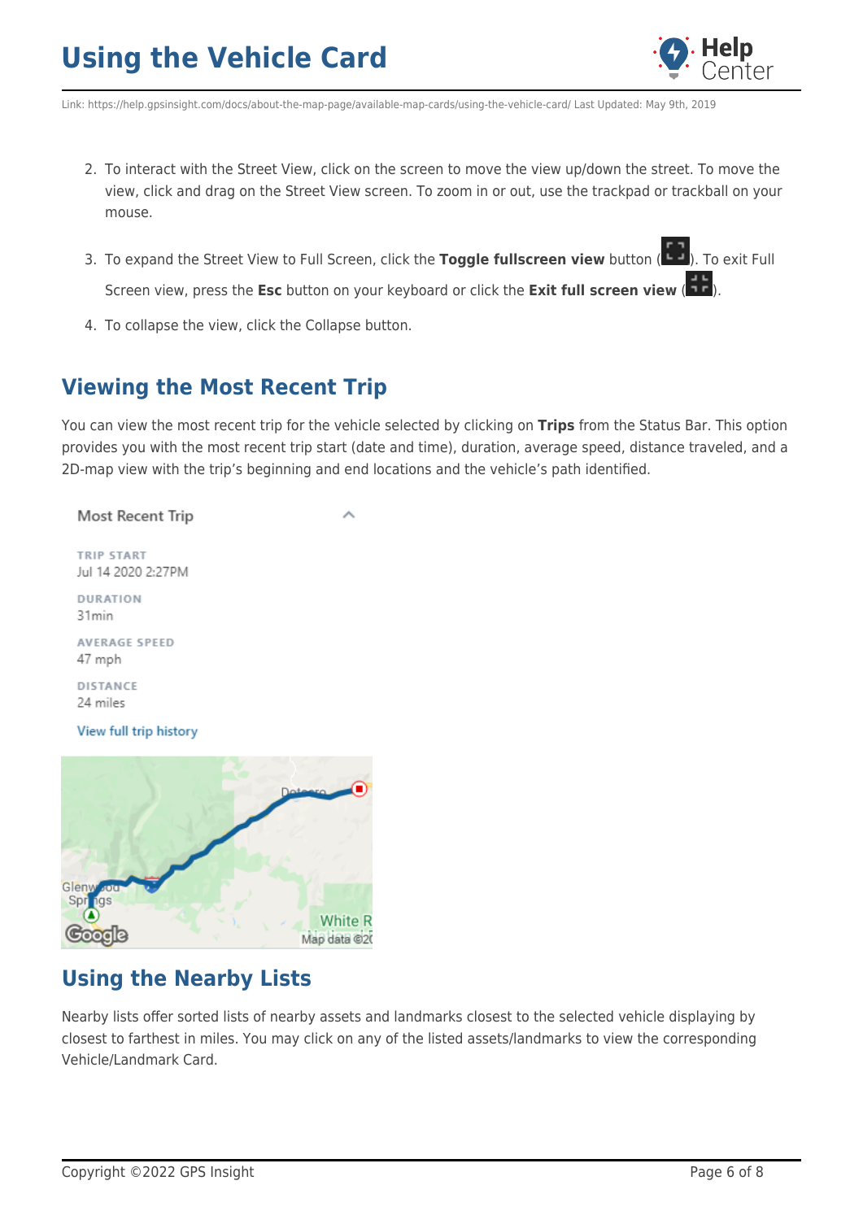2. To interact with the Street View, click on the screen to move the view up/down the street. To move the view, click and drag on the Street View screen. To zoom in or out, use the trackpad or trackball on your mouse.
3. To expand the Street View to Full Screen, click the **Toggle fullscreen view** button ( ). To exit Full Screen view, press the **Esc** button on your keyboard or click the **Exit full screen view** ( ).
4. To collapse the view, click the Collapse button.

## Viewing the Most Recent Trip

You can view the most recent trip for the vehicle selected by clicking on **Trips** from the Status Bar. This option provides you with the most recent trip start (date and time), duration, average speed, distance traveled, and a 2D-map view with the trip's beginning and end locations and the vehicle's path identified.

Most Recent Trip

TRIP START
Jul 14 2020 2:27PM

DURATION
31min

AVERAGE SPEED
47 mph

DISTANCE
24 miles

View full trip history

## Using the Nearby Lists

Nearby lists offer sorted lists of nearby assets and landmarks closest to the selected vehicle displaying by closest to farthest in miles. You may click on any of the listed assets/landmarks to view the corresponding Vehicle/Landmark Card.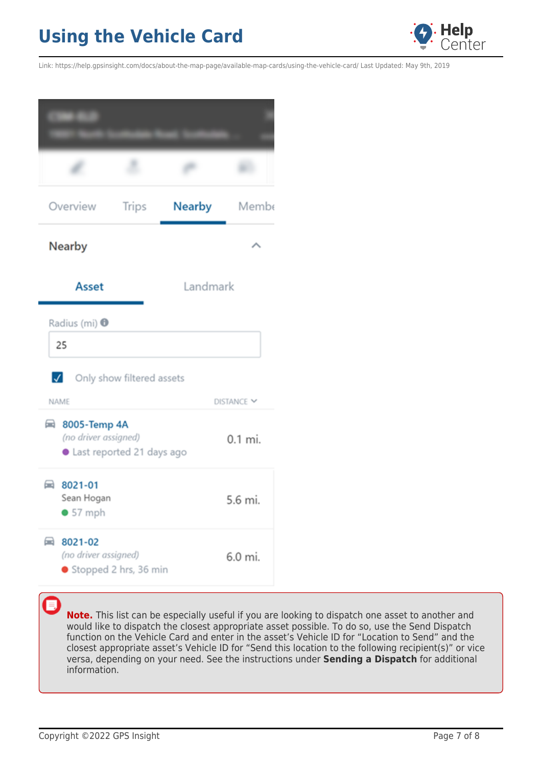Overview | Trips | **Nearby** | Members

**Nearby**

**Asset** | Landmark

Radius (mi)

25

☑ Only show filtered assets

| NAME | DISTANCE |
| --- | --- |
| 8005-Temp 4A<br>*(no driver assigned)*<br>Last reported 21 days ago | 0.1 mi. |
| 8021-01<br>Sean Hogan<br>57 mph | 5.6 mi. |
| 8021-02<br>*(no driver assigned)*<br>Stopped 2 hrs, 36 min | 6.0 mi. |

**Note.** This list can be especially useful if you are looking to dispatch one asset to another and would like to dispatch the closest appropriate asset possible. To do so, use the Send Dispatch function on the Vehicle Card and enter in the asset's Vehicle ID for "Location to Send" and the closest appropriate asset's Vehicle ID for "Send this location to the following recipient(s)" or vice versa, depending on your need. See the instructions under **Sending a Dispatch** for additional information.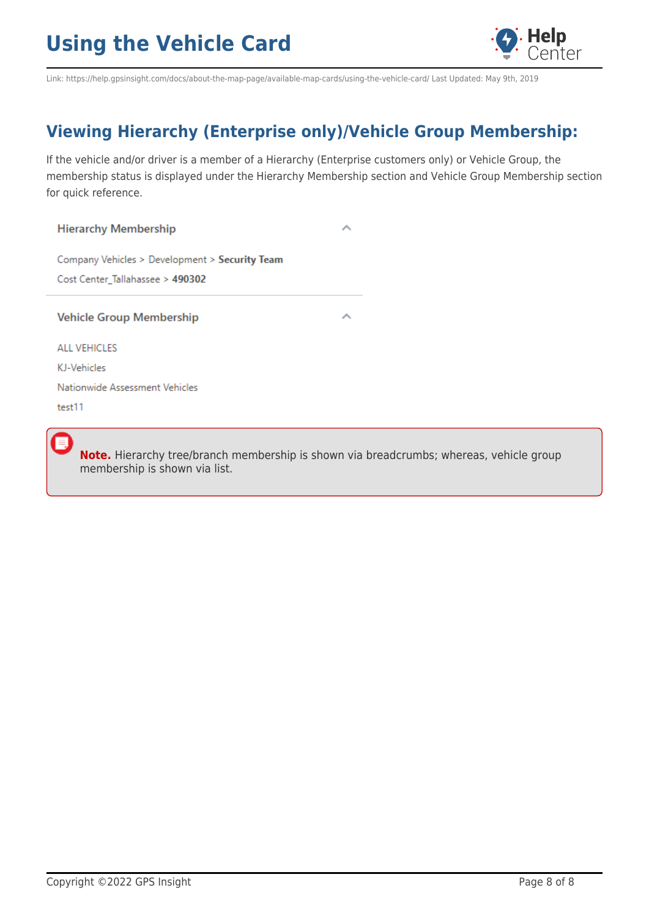## Viewing Hierarchy (Enterprise only)/Vehicle Group Membership:

If the vehicle and/or driver is a member of a Hierarchy (Enterprise customers only) or Vehicle Group, the membership status is displayed under the Hierarchy Membership section and Vehicle Group Membership section for quick reference.

Hierarchy Membership

Company Vehicles > Development > **Security Team**

Cost Center_Tallahassee > **490302**

Vehicle Group Membership

ALL VEHICLES

KJ-Vehicles

Nationwide Assessment Vehicles

test11

**Note.** Hierarchy tree/branch membership is shown via breadcrumbs; whereas, vehicle group membership is shown via list.